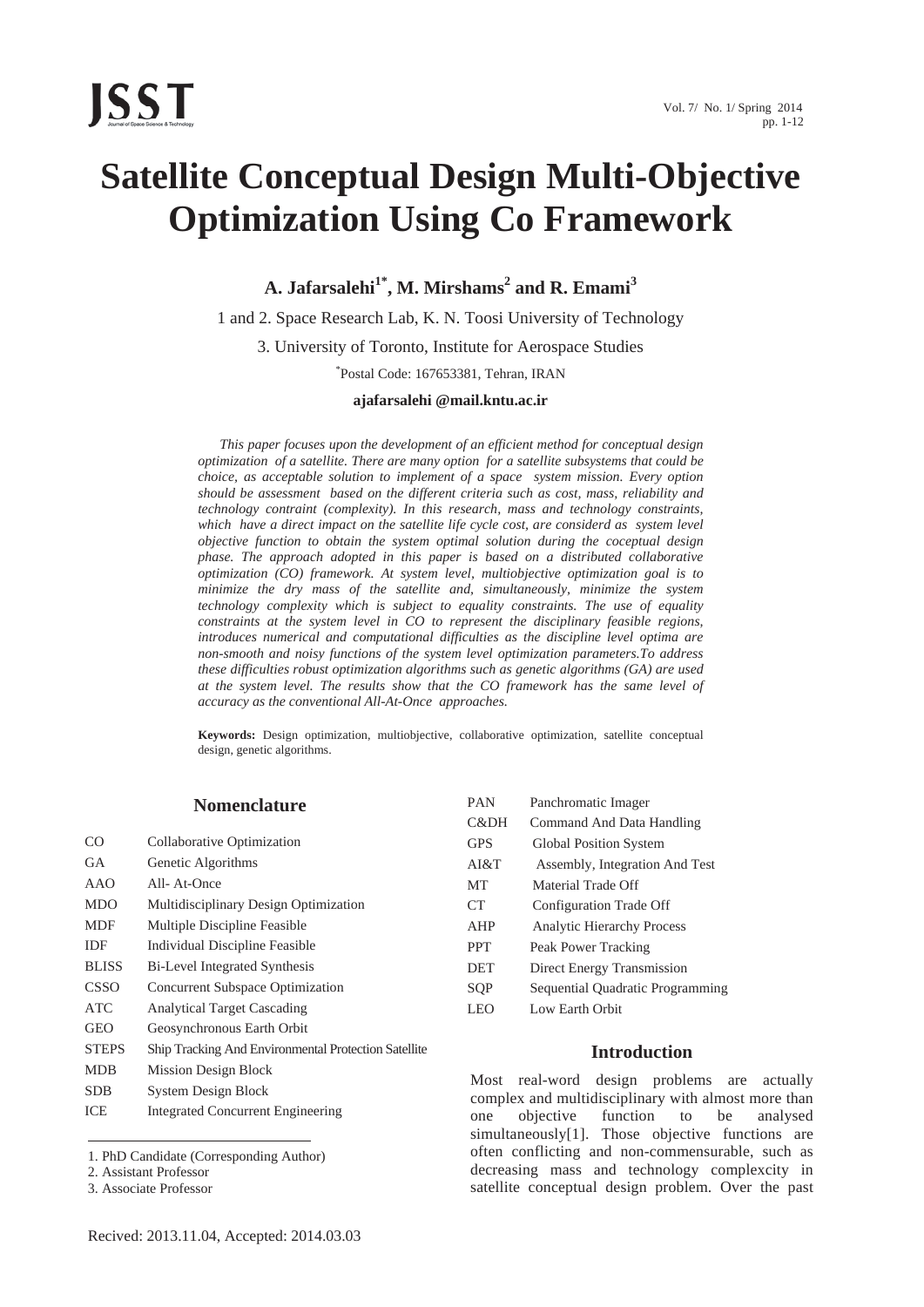# Satellite Conceptual Design Multi-Objective Optimization Using Co Framework

**A. Jafarsalehi[1*], M. Mirshams[2] and R. Emami[3]**

1 and 2. Space Research Lab, K. N. Toosi University of Technology

3. University of Toronto, Institute for Aerospace Studies

*Postal Code: 167653381, Tehran, IRAN

**ajafarsalehi @mail.kntu.ac.ir**

*This paper focuses upon the development of an efficient method for conceptual design optimization of a satellite. There are many option for a satellite subsystems that could be choice, as acceptable solution to implement of a space system mission. Every option should be assessment based on the different criteria such as cost, mass, reliability and technology contraint (complexity). In this research, mass and technology constraints, which have a direct impact on the satellite life cycle cost, are considerd as system level objective function to obtain the system optimal solution during the coceptual design phase. The approach adopted in this paper is based on a distributed collaborative optimization (CO) framework. At system level, multiobjective optimization goal is to minimize the dry mass of the satellite and, simultaneously, minimize the system technology complexity which is subject to equality constraints. The use of equality constraints at the system level in CO to represent the disciplinary feasible regions, introduces numerical and computational difficulties as the discipline level optima are non-smooth and noisy functions of the system level optimization parameters.To address these difficulties robust optimization algorithms such as genetic algorithms (GA) are used at the system level. The results show that the CO framework has the same level of accuracy as the conventional All-At-Once approaches.*

**Keywords:** Design optimization, multiobjective, collaborative optimization, satellite conceptual design, genetic algorithms.

## Nomenclature

| | |
|---|---|
| CO | Collaborative Optimization |
| GA | Genetic Algorithms |
| AAO | All- At-Once |
| MDO | Multidisciplinary Design Optimization |
| MDF | Multiple Discipline Feasible |
| IDF | Individual Discipline Feasible |
| BLISS | Bi-Level Integrated Synthesis |
| CSSO | Concurrent Subspace Optimization |
| ATC | Analytical Target Cascading |
| GEO | Geosynchronous Earth Orbit |
| STEPS | Ship Tracking And Environmental Protection Satellite |
| MDB | Mission Design Block |
| SDB | System Design Block |
| ICE | Integrated Concurrent Engineering |
| PAN | Panchromatic Imager |
| C&DH | Command And Data Handling |
| GPS | Global Position System |
| AI&T | Assembly, Integration And Test |
| MT | Material Trade Off |
| CT | Configuration Trade Off |
| AHP | Analytic Hierarchy Process |
| PPT | Peak Power Tracking |
| DET | Direct Energy Transmission |
| SQP | Sequential Quadratic Programming |
| LEO | Low Earth Orbit |

## Introduction

Most real-word design problems are actually complex and multidisciplinary with almost more than one objective function to be analysed simultaneously[1]. Those objective functions are often conflicting and non-commensurable, such as decreasing mass and technology complexcity in satellite conceptual design problem. Over the past

---

1. PhD Candidate (Corresponding Author)
2. Assistant Professor
3. Associate Professor

Recived: 2013.11.04, Accepted: 2014.03.03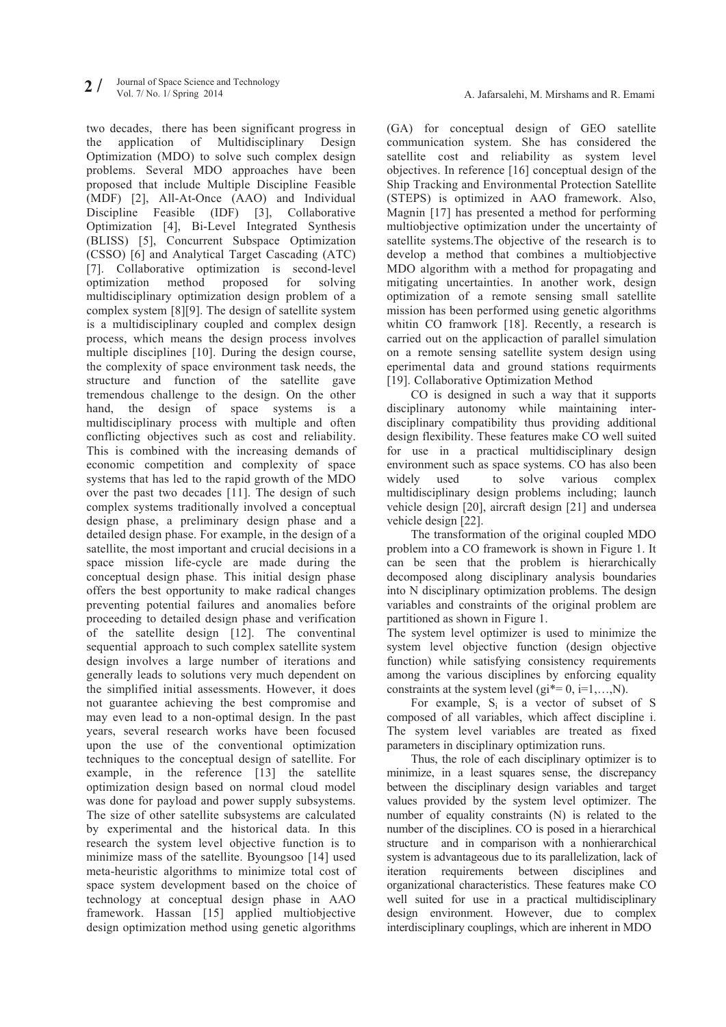two decades, there has been significant progress in the application of Multidisciplinary Design Optimization (MDO) to solve such complex design problems. Several MDO approaches have been proposed that include Multiple Discipline Feasible (MDF) [2], All-At-Once (AAO) and Individual Discipline Feasible (IDF) [3], Collaborative Optimization [4], Bi-Level Integrated Synthesis (BLISS) [5], Concurrent Subspace Optimization (CSSO) [6] and Analytical Target Cascading (ATC) [7]. Collaborative optimization is second-level optimization method proposed for solving multidisciplinary optimization design problem of a complex system [8][9]. The design of satellite system is a multidisciplinary coupled and complex design process, which means the design process involves multiple disciplines [10]. During the design course, the complexity of space environment task needs, the structure and function of the satellite gave tremendous challenge to the design. On the other hand, the design of space systems is a multidisciplinary process with multiple and often conflicting objectives such as cost and reliability. This is combined with the increasing demands of economic competition and complexity of space systems that has led to the rapid growth of the MDO over the past two decades [11]. The design of such complex systems traditionally involved a conceptual design phase, a preliminary design phase and a detailed design phase. For example, in the design of a satellite, the most important and crucial decisions in a space mission life-cycle are made during the conceptual design phase. This initial design phase offers the best opportunity to make radical changes preventing potential failures and anomalies before proceeding to detailed design phase and verification of the satellite design [12]. The conventinal sequential approach to such complex satellite system design involves a large number of iterations and generally leads to solutions very much dependent on the simplified initial assessments. However, it does not guarantee achieving the best compromise and may even lead to a non-optimal design. In the past years, several research works have been focused upon the use of the conventional optimization techniques to the conceptual design of satellite. For example, in the reference [13] the satellite optimization design based on normal cloud model was done for payload and power supply subsystems. The size of other satellite subsystems are calculated by experimental and the historical data. In this research the system level objective function is to minimize mass of the satellite. Byoungsoo [14] used meta-heuristic algorithms to minimize total cost of space system development based on the choice of technology at conceptual design phase in AAO framework. Hassan [15] applied multiobjective design optimization method using genetic algorithms (GA) for conceptual design of GEO satellite communication system. She has considered the satellite cost and reliability as system level objectives. In reference [16] conceptual design of the Ship Tracking and Environmental Protection Satellite (STEPS) is optimized in AAO framework. Also, Magnin [17] has presented a method for performing multiobjective optimization under the uncertainty of satellite systems.The objective of the research is to develop a method that combines a multiobjective MDO algorithm with a method for propagating and mitigating uncertainties. In another work, design optimization of a remote sensing small satellite mission has been performed using genetic algorithms whitin CO framwork [18]. Recently, a research is carried out on the applicaction of parallel simulation on a remote sensing satellite system design using eperimental data and ground stations requirments [19]. Collaborative Optimization Method

CO is designed in such a way that it supports disciplinary autonomy while maintaining inter-disciplinary compatibility thus providing additional design flexibility. These features make CO well suited for use in a practical multidisciplinary design environment such as space systems. CO has also been widely used to solve various complex multidisciplinary design problems including; launch vehicle design [20], aircraft design [21] and undersea vehicle design [22].

The transformation of the original coupled MDO problem into a CO framework is shown in Figure 1. It can be seen that the problem is hierarchically decomposed along disciplinary analysis boundaries into N disciplinary optimization problems. The design variables and constraints of the original problem are partitioned as shown in Figure 1.

The system level optimizer is used to minimize the system level objective function (design objective function) while satisfying consistency requirements among the various disciplines by enforcing equality constraints at the system level ($g_i^* = 0$, $i=1,\ldots,N$).

For example, $S_i$ is a vector of subset of S composed of all variables, which affect discipline i. The system level variables are treated as fixed parameters in disciplinary optimization runs.

Thus, the role of each disciplinary optimizer is to minimize, in a least squares sense, the discrepancy between the disciplinary design variables and target values provided by the system level optimizer. The number of equality constraints (N) is related to the number of the disciplines. CO is posed in a hierarchical structure and in comparison with a nonhierarchical system is advantageous due to its parallelization, lack of iteration requirements between disciplines and organizational characteristics. These features make CO well suited for use in a practical multidisciplinary design environment. However, due to complex interdisciplinary couplings, which are inherent in MDO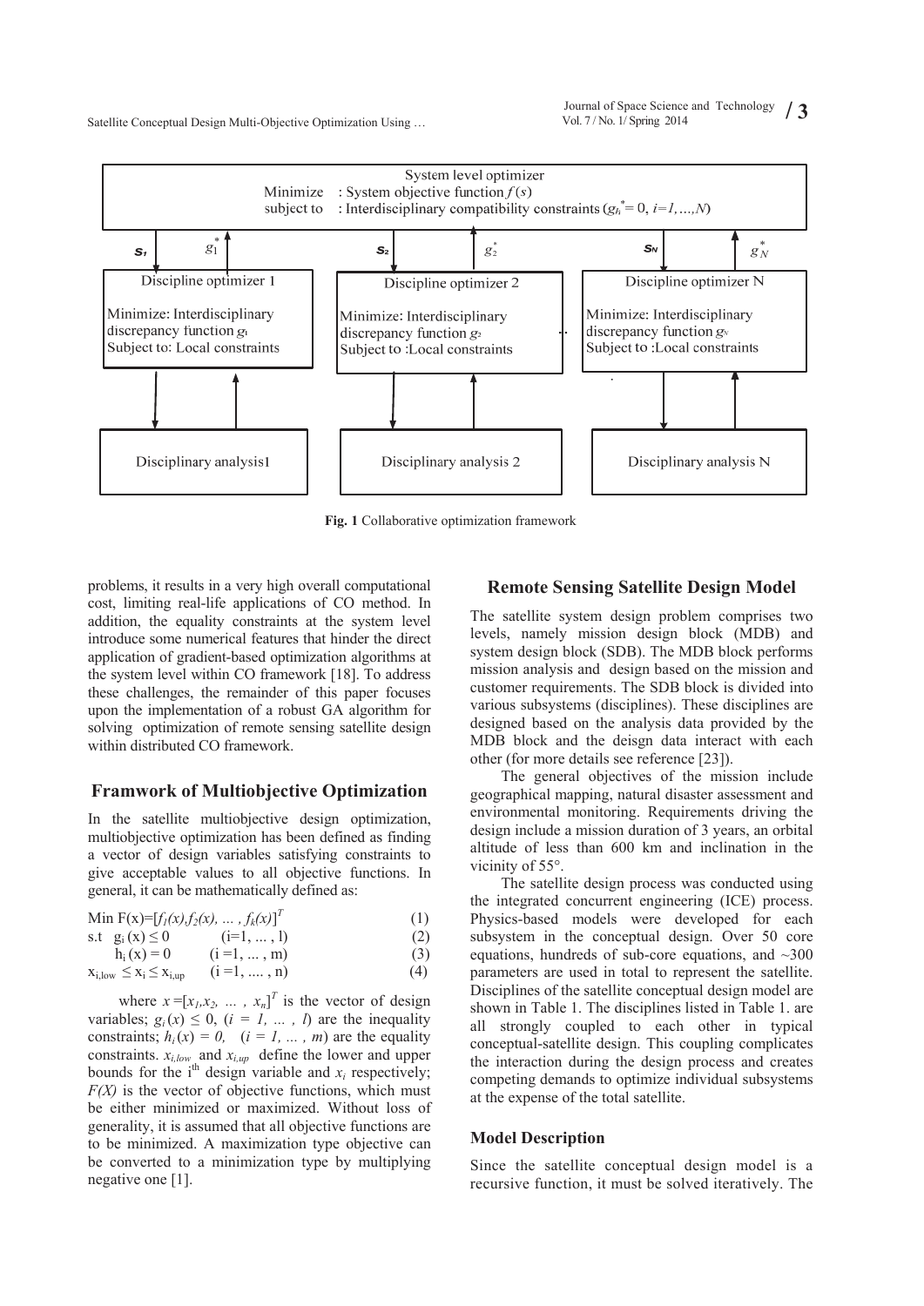**Fig. 1** Collaborative optimization framework

problems, it results in a very high overall computational cost, limiting real-life applications of CO method. In addition, the equality constraints at the system level introduce some numerical features that hinder the direct application of gradient-based optimization algorithms at the system level within CO framework [18]. To address these challenges, the remainder of this paper focuses upon the implementation of a robust GA algorithm for solving optimization of remote sensing satellite design within distributed CO framework.

## Framwork of Multiobjective Optimization

In the satellite multiobjective design optimization, multiobjective optimization has been defined as finding a vector of design variables satisfying constraints to give acceptable values to all objective functions. In general, it can be mathematically defined as:

$$\text{Min } F(x)=[f_1(x),f_2(x), \ldots , f_k(x)]^T \quad (1)$$

$$\text{s.t } \; g_i(x) \leq 0 \quad (i=1, \ldots , l) \quad (2)$$

$$h_i(x) = 0 \quad (i=1, \ldots , m) \quad (3)$$

$$x_{i,low} \leq x_i \leq x_{i,up} \quad (i=1, \ldots , n) \quad (4)$$

where $x=[x_1,x_2, \ldots , x_n]^T$ is the vector of design variables; $g_i(x) \leq 0$, $(i = 1, \ldots , l)$ are the inequality constraints; $h_i(x) = 0$, $(i = 1, \ldots , m)$ are the equality constraints. $x_{i,low}$ and $x_{i,up}$ define the lower and upper bounds for the i[th] design variable and $x_i$ respectively; $F(X)$ is the vector of objective functions, which must be either minimized or maximized. Without loss of generality, it is assumed that all objective functions are to be minimized. A maximization type objective can be converted to a minimization type by multiplying negative one [1].

## Remote Sensing Satellite Design Model

The satellite system design problem comprises two levels, namely mission design block (MDB) and system design block (SDB). The MDB block performs mission analysis and design based on the mission and customer requirements. The SDB block is divided into various subsystems (disciplines). These disciplines are designed based on the analysis data provided by the MDB block and the deisgn data interact with each other (for more details see reference [23]).

The general objectives of the mission include geographical mapping, natural disaster assessment and environmental monitoring. Requirements driving the design include a mission duration of 3 years, an orbital altitude of less than 600 km and inclination in the vicinity of 55°.

The satellite design process was conducted using the integrated concurrent engineering (ICE) process. Physics-based models were developed for each subsystem in the conceptual design. Over 50 core equations, hundreds of sub-core equations, and ~300 parameters are used in total to represent the satellite. Disciplines of the satellite conceptual design model are shown in Table 1. The disciplines listed in Table 1. are all strongly coupled to each other in typical conceptual-satellite design. This coupling complicates the interaction during the design process and creates competing demands to optimize individual subsystems at the expense of the total satellite.

### Model Description

Since the satellite conceptual design model is a recursive function, it must be solved iteratively. The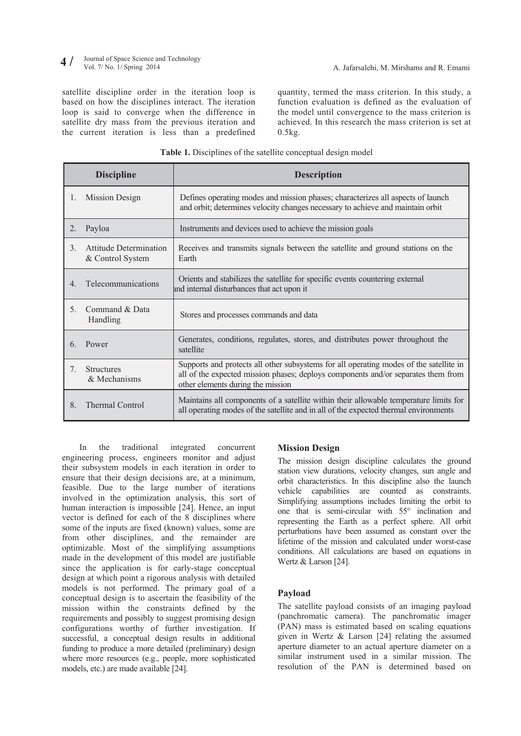satellite discipline order in the iteration loop is based on how the disciplines interact. The iteration loop is said to converge when the difference in satellite dry mass from the previous iteration and the current iteration is less than a predefined quantity, termed the mass criterion. In this study, a function evaluation is defined as the evaluation of the model until convergence to the mass criterion is achieved. In this research the mass criterion is set at 0.5kg.

**Table 1.** Disciplines of the satellite conceptual design model

| Discipline | Description |
|---|---|
| 1. Mission Design | Defines operating modes and mission phases; characterizes all aspects of launch and orbit; determines velocity changes necessary to achieve and maintain orbit |
| 2. Payloa | Instruments and devices used to achieve the mission goals |
| 3. Attitude Determination & Control System | Receives and transmits signals between the satellite and ground stations on the Earth |
| 4. Telecommunications | Orients and stabilizes the satellite for specific events countering external and internal disturbances that act upon it |
| 5. Command & Data Handling | Stores and processes commands and data |
| 6. Power | Generates, conditions, regulates, stores, and distributes power throughout the satellite |
| 7. Structures & Mechanisms | Supports and protects all other subsystems for all operating modes of the satellite in all of the expected mission phases; deploys components and/or separates them from other elements during the mission |
| 8. Thermal Control | Maintains all components of a satellite within their allowable temperature limits for all operating modes of the satellite and in all of the expected thermal environments |

In the traditional integrated concurrent engineering process, engineers monitor and adjust their subsystem models in each iteration in order to ensure that their design decisions are, at a minimum, feasible. Due to the large number of iterations involved in the optimization analysis, this sort of human interaction is impossible [24]. Hence, an input vector is defined for each of the 8 disciplines where some of the inputs are fixed (known) values, some are from other disciplines, and the remainder are optimizable. Most of the simplifying assumptions made in the development of this model are justifiable since the application is for early-stage conceptual design at which point a rigorous analysis with detailed models is not performed. The primary goal of a conceptual design is to ascertain the feasibility of the mission within the constraints defined by the requirements and possibly to suggest promising design configurations worthy of further investigation. If successful, a conceptual design results in additional funding to produce a more detailed (preliminary) design where more resources (e.g., people, more sophisticated models, etc.) are made available [24].

### Mission Design

The mission design discipline calculates the ground station view durations, velocity changes, sun angle and orbit characteristics. In this discipline also the launch vehicle capabilities are counted as constraints. Simplifying assumptions includes limiting the orbit to one that is semi-circular with 55° inclination and representing the Earth as a perfect sphere. All orbit perturbations have been assumed as constant over the lifetime of the mission and calculated under worst-case conditions. All calculations are based on equations in Wertz & Larson [24].

### Payload

The satellite payload consists of an imaging payload (panchromatic camera). The panchromatic imager (PAN) mass is estimated based on scaling equations given in Wertz & Larson [24] relating the assumed aperture diameter to an actual aperture diameter on a similar instrument used in a similar mission. The resolution of the PAN is determined based on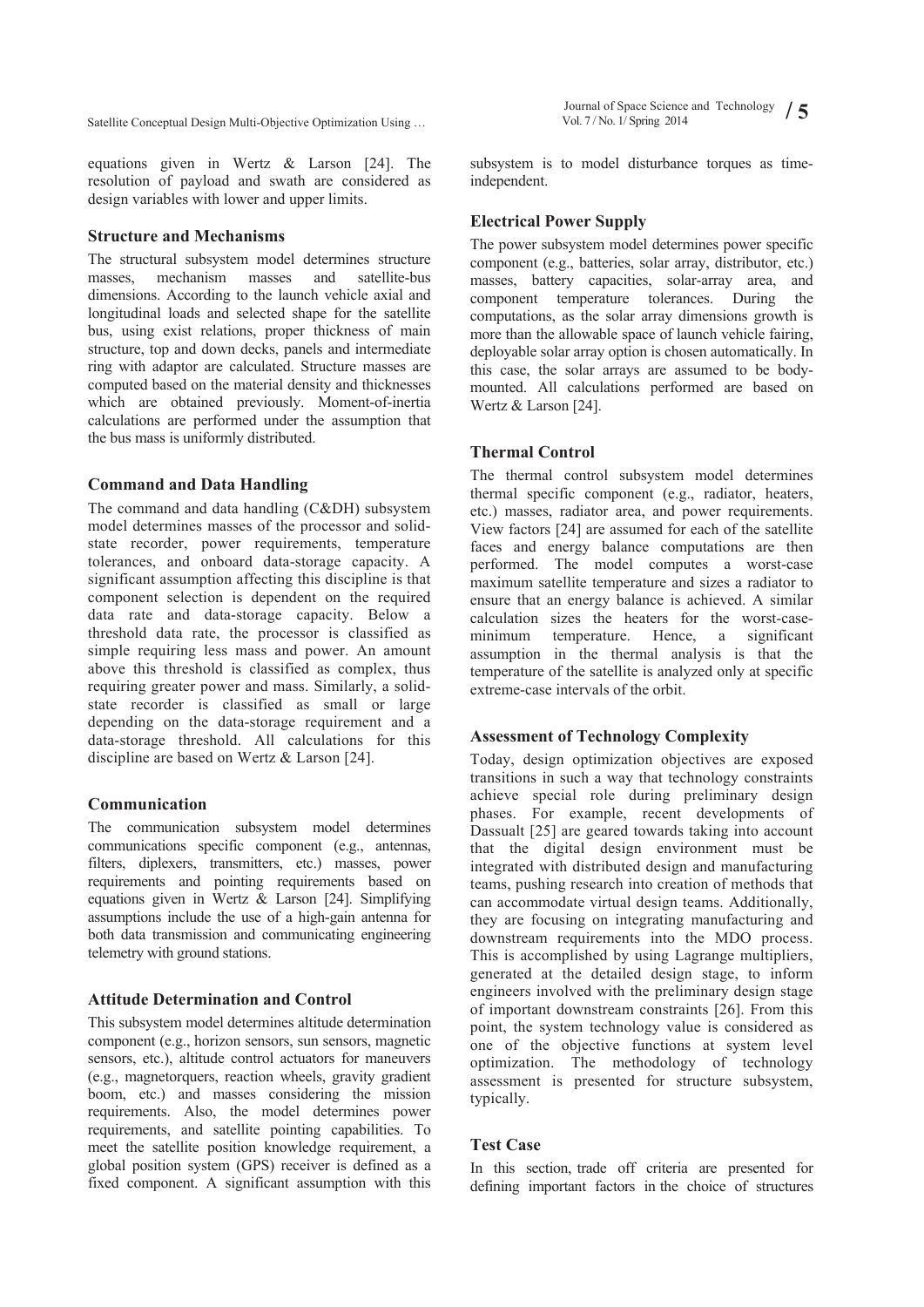equations given in Wertz & Larson [24]. The resolution of payload and swath are considered as design variables with lower and upper limits.

### Structure and Mechanisms

The structural subsystem model determines structure masses, mechanism masses and satellite-bus dimensions. According to the launch vehicle axial and longitudinal loads and selected shape for the satellite bus, using exist relations, proper thickness of main structure, top and down decks, panels and intermediate ring with adaptor are calculated. Structure masses are computed based on the material density and thicknesses which are obtained previously. Moment-of-inertia calculations are performed under the assumption that the bus mass is uniformly distributed.

### Command and Data Handling

The command and data handling (C&DH) subsystem model determines masses of the processor and solid-state recorder, power requirements, temperature tolerances, and onboard data-storage capacity. A significant assumption affecting this discipline is that component selection is dependent on the required data rate and data-storage capacity. Below a threshold data rate, the processor is classified as simple requiring less mass and power. An amount above this threshold is classified as complex, thus requiring greater power and mass. Similarly, a solid-state recorder is classified as small or large depending on the data-storage requirement and a data-storage threshold. All calculations for this discipline are based on Wertz & Larson [24].

### Communication

The communication subsystem model determines communications specific component (e.g., antennas, filters, diplexers, transmitters, etc.) masses, power requirements and pointing requirements based on equations given in Wertz & Larson [24]. Simplifying assumptions include the use of a high-gain antenna for both data transmission and communicating engineering telemetry with ground stations.

### Attitude Determination and Control

This subsystem model determines altitude determination component (e.g., horizon sensors, sun sensors, magnetic sensors, etc.), altitude control actuators for maneuvers (e.g., magnetorquers, reaction wheels, gravity gradient boom, etc.) and masses considering the mission requirements. Also, the model determines power requirements, and satellite pointing capabilities. To meet the satellite position knowledge requirement, a global position system (GPS) receiver is defined as a fixed component. A significant assumption with this subsystem is to model disturbance torques as time-independent.

### Electrical Power Supply

The power subsystem model determines power specific component (e.g., batteries, solar array, distributor, etc.) masses, battery capacities, solar-array area, and component temperature tolerances. During the computations, as the solar array dimensions growth is more than the allowable space of launch vehicle fairing, deployable solar array option is chosen automatically. In this case, the solar arrays are assumed to be body-mounted. All calculations performed are based on Wertz & Larson [24].

### Thermal Control

The thermal control subsystem model determines thermal specific component (e.g., radiator, heaters, etc.) masses, radiator area, and power requirements. View factors [24] are assumed for each of the satellite faces and energy balance computations are then performed. The model computes a worst-case maximum satellite temperature and sizes a radiator to ensure that an energy balance is achieved. A similar calculation sizes the heaters for the worst-case-minimum temperature. Hence, a significant assumption in the thermal analysis is that the temperature of the satellite is analyzed only at specific extreme-case intervals of the orbit.

### Assessment of Technology Complexity

Today, design optimization objectives are exposed transitions in such a way that technology constraints achieve special role during preliminary design phases. For example, recent developments of Dassualt [25] are geared towards taking into account that the digital design environment must be integrated with distributed design and manufacturing teams, pushing research into creation of methods that can accommodate virtual design teams. Additionally, they are focusing on integrating manufacturing and downstream requirements into the MDO process. This is accomplished by using Lagrange multipliers, generated at the detailed design stage, to inform engineers involved with the preliminary design stage of important downstream constraints [26]. From this point, the system technology value is considered as one of the objective functions at system level optimization. The methodology of technology assessment is presented for structure subsystem, typically.

### Test Case

In this section, trade off criteria are presented for defining important factors in the choice of structures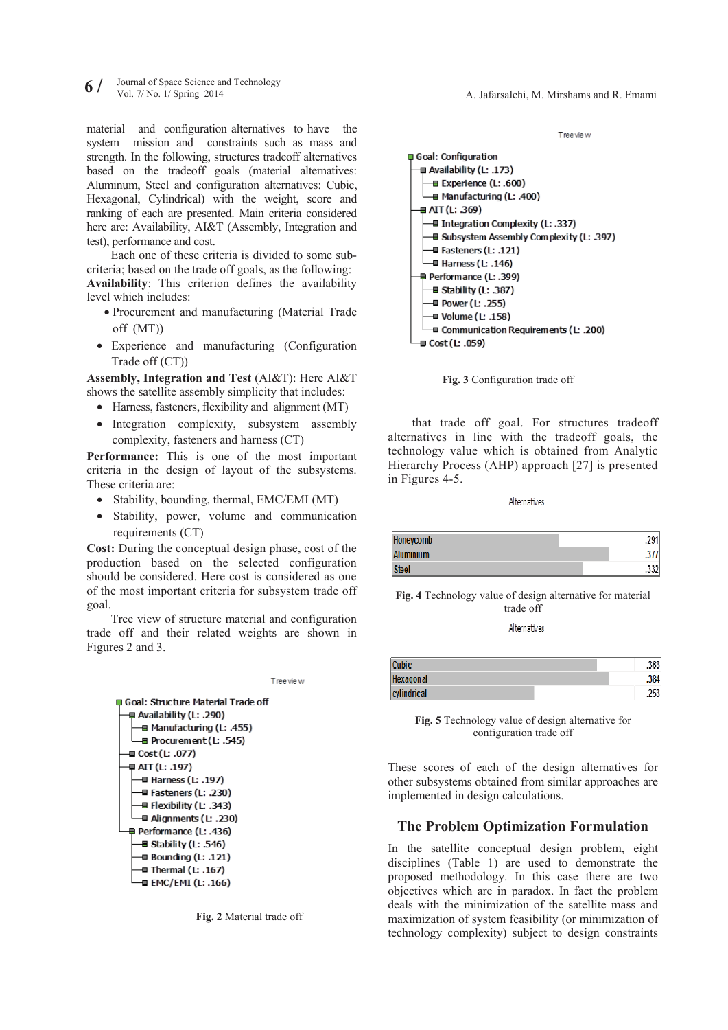material and configuration alternatives to have the system mission and constraints such as mass and strength. In the following, structures tradeoff alternatives based on the tradeoff goals (material alternatives: Aluminum, Steel and configuration alternatives: Cubic, Hexagonal, Cylindrical) with the weight, score and ranking of each are presented. Main criteria considered here are: Availability, AI&T (Assembly, Integration and test), performance and cost.

Each one of these criteria is divided to some sub-criteria; based on the trade off goals, as the following:

**Availability**: This criterion defines the availability level which includes:

- Procurement and manufacturing (Material Trade off (MT))
- Experience and manufacturing (Configuration Trade off (CT))

**Assembly, Integration and Test** (AI&T): Here AI&T shows the satellite assembly simplicity that includes:

- Harness, fasteners, flexibility and alignment (MT)
- Integration complexity, subsystem assembly complexity, fasteners and harness (CT)

**Performance:** This is one of the most important criteria in the design of layout of the subsystems. These criteria are:

- Stability, bounding, thermal, EMC/EMI (MT)
- Stability, power, volume and communication requirements (CT)

**Cost:** During the conceptual design phase, cost of the production based on the selected configuration should be considered. Here cost is considered as one of the most important criteria for subsystem trade off goal.

Tree view of structure material and configuration trade off and their related weights are shown in Figures 2 and 3.

Tree view

- Goal: Structure Material Trade off
  - Availability (L: .290)
    - Manufacturing (L: .455)
    - Procurement (L: .545)
  - Cost (L: .077)
  - AIT (L: .197)
    - Harness (L: .197)
    - Fasteners (L: .230)
    - Flexibility (L: .343)
    - Alignments (L: .230)
  - Performance (L: .436)
    - Stability (L: .546)
    - Bounding (L: .121)
    - Thermal (L: .167)
    - EMC/EMI (L: .166)

**Fig. 2** Material trade off

Tree view

- Goal: Configuration
  - Availability (L: .173)
    - Experience (L: .600)
    - Manufacturing (L: .400)
  - AIT (L: .369)
    - Integration Complexity (L: .337)
    - Subsystem Assembly Complexity (L: .397)
    - Fasteners (L: .121)
    - Harness (L: .146)
  - Performance (L: .399)
    - Stability (L: .387)
    - Power (L: .255)
    - Volume (L: .158)
    - Communication Requirements (L: .200)
  - Cost (L: .059)

**Fig. 3** Configuration trade off

that trade off goal. For structures tradeoff alternatives in line with the tradeoff goals, the technology value which is obtained from Analytic Hierarchy Process (AHP) approach [27] is presented in Figures 4-5.

Alternatives

| Alternative | Value |
| --- | --- |
| Honeycomb | .291 |
| Aluminium | .377 |
| Steel | .332 |

**Fig. 4** Technology value of design alternative for material trade off

Alternatives

| Alternative | Value |
| --- | --- |
| Cubic | .363 |
| Hexagonal | .384 |
| cylindrical | .253 |

**Fig. 5** Technology value of design alternative for configuration trade off

These scores of each of the design alternatives for other subsystems obtained from similar approaches are implemented in design calculations.

## The Problem Optimization Formulation

In the satellite conceptual design problem, eight disciplines (Table 1) are used to demonstrate the proposed methodology. In this case there are two objectives which are in paradox. In fact the problem deals with the minimization of the satellite mass and maximization of system feasibility (or minimization of technology complexity) subject to design constraints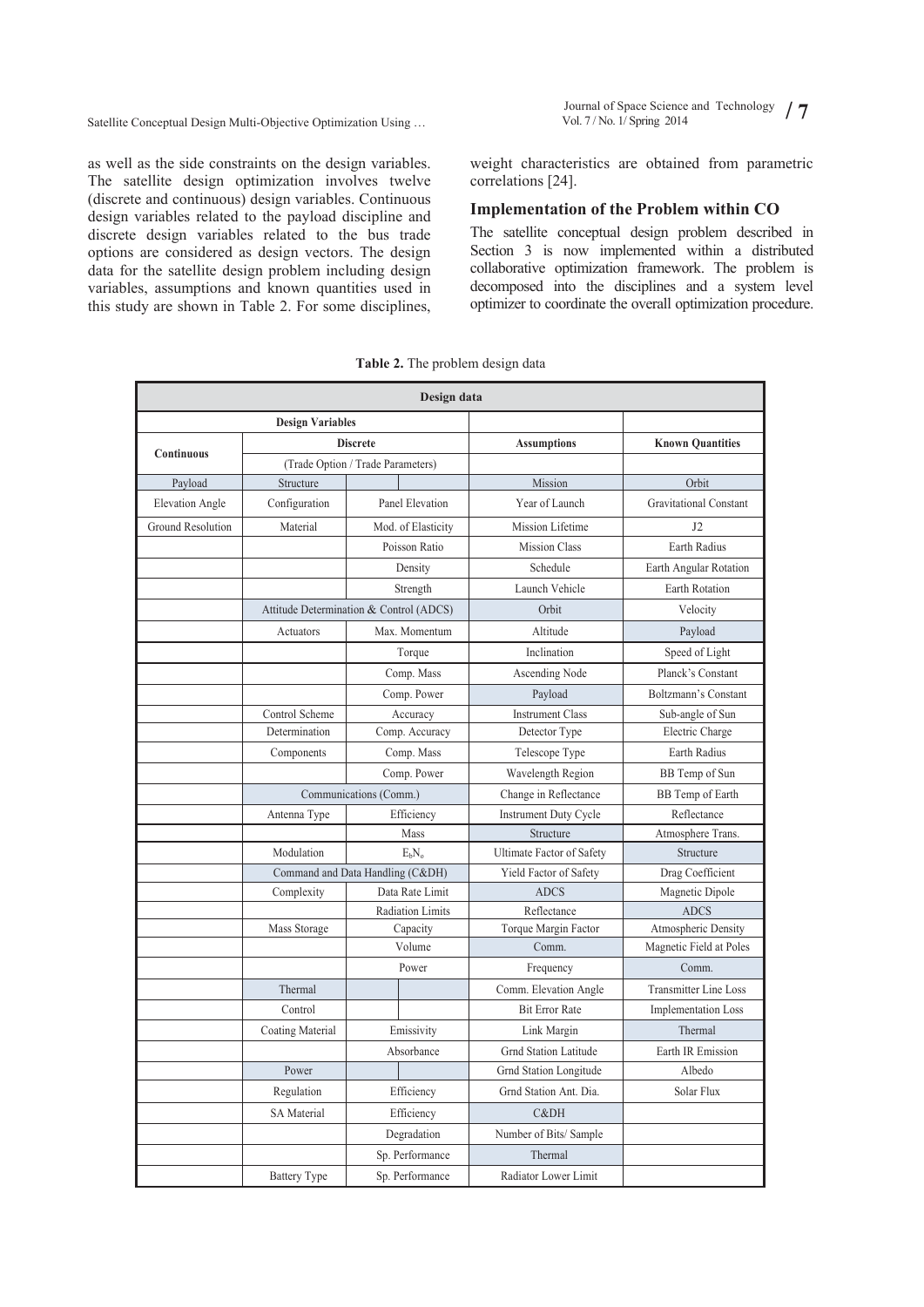as well as the side constraints on the design variables. The satellite design optimization involves twelve (discrete and continuous) design variables. Continuous design variables related to the payload discipline and discrete design variables related to the bus trade options are considered as design vectors. The design data for the satellite design problem including design variables, assumptions and known quantities used in this study are shown in Table 2. For some disciplines, weight characteristics are obtained from parametric correlations [24].

## Implementation of the Problem within CO

The satellite conceptual design problem described in Section 3 is now implemented within a distributed collaborative optimization framework. The problem is decomposed into the disciplines and a system level optimizer to coordinate the overall optimization procedure.

**Table 2.** The problem design data

| Design data | | | | |
|---|---|---|---|---|
| Design Variables | | | | |
| Continuous | Discrete (Trade Option / Trade Parameters) | | Assumptions | Known Quantities |
| Payload | Structure | | Mission | Orbit |
| Elevation Angle | Configuration | Panel Elevation | Year of Launch | Gravitational Constant |
| Ground Resolution | Material | Mod. of Elasticity | Mission Lifetime | J2 |
| | | Poisson Ratio | Mission Class | Earth Radius |
| | | Density | Schedule | Earth Angular Rotation |
| | | Strength | Launch Vehicle | Earth Rotation |
| | Attitude Determination & Control (ADCS) | | Orbit | Velocity |
| | Actuators | Max. Momentum | Altitude | Payload |
| | | Torque | Inclination | Speed of Light |
| | | Comp. Mass | Ascending Node | Planck's Constant |
| | | Comp. Power | Payload | Boltzmann's Constant |
| | Control Scheme | Accuracy | Instrument Class | Sub-angle of Sun |
| | Determination | Comp. Accuracy | Detector Type | Electric Charge |
| | Components | Comp. Mass | Telescope Type | Earth Radius |
| | | Comp. Power | Wavelength Region | BB Temp of Sun |
| | Communications (Comm.) | | Change in Reflectance | BB Temp of Earth |
| | Antenna Type | Efficiency | Instrument Duty Cycle | Reflectance |
| | | Mass | Structure | Atmosphere Trans. |
| | Modulation | $E_bN_o$ | Ultimate Factor of Safety | Structure |
| | Command and Data Handling (C&DH) | | Yield Factor of Safety | Drag Coefficient |
| | Complexity | Data Rate Limit | ADCS | Magnetic Dipole |
| | | Radiation Limits | Reflectance | ADCS |
| | Mass Storage | Capacity | Torque Margin Factor | Atmospheric Density |
| | | Volume | Comm. | Magnetic Field at Poles |
| | | Power | Frequency | Comm. |
| | Thermal | | Comm. Elevation Angle | Transmitter Line Loss |
| | Control | | Bit Error Rate | Implementation Loss |
| | Coating Material | Emissivity | Link Margin | Thermal |
| | | Absorbance | Grnd Station Latitude | Earth IR Emission |
| | Power | | Grnd Station Longitude | Albedo |
| | Regulation | Efficiency | Grnd Station Ant. Dia. | Solar Flux |
| | SA Material | Efficiency | C&DH | |
| | | Degradation | Number of Bits/ Sample | |
| | | Sp. Performance | Thermal | |
| | Battery Type | Sp. Performance | Radiator Lower Limit | |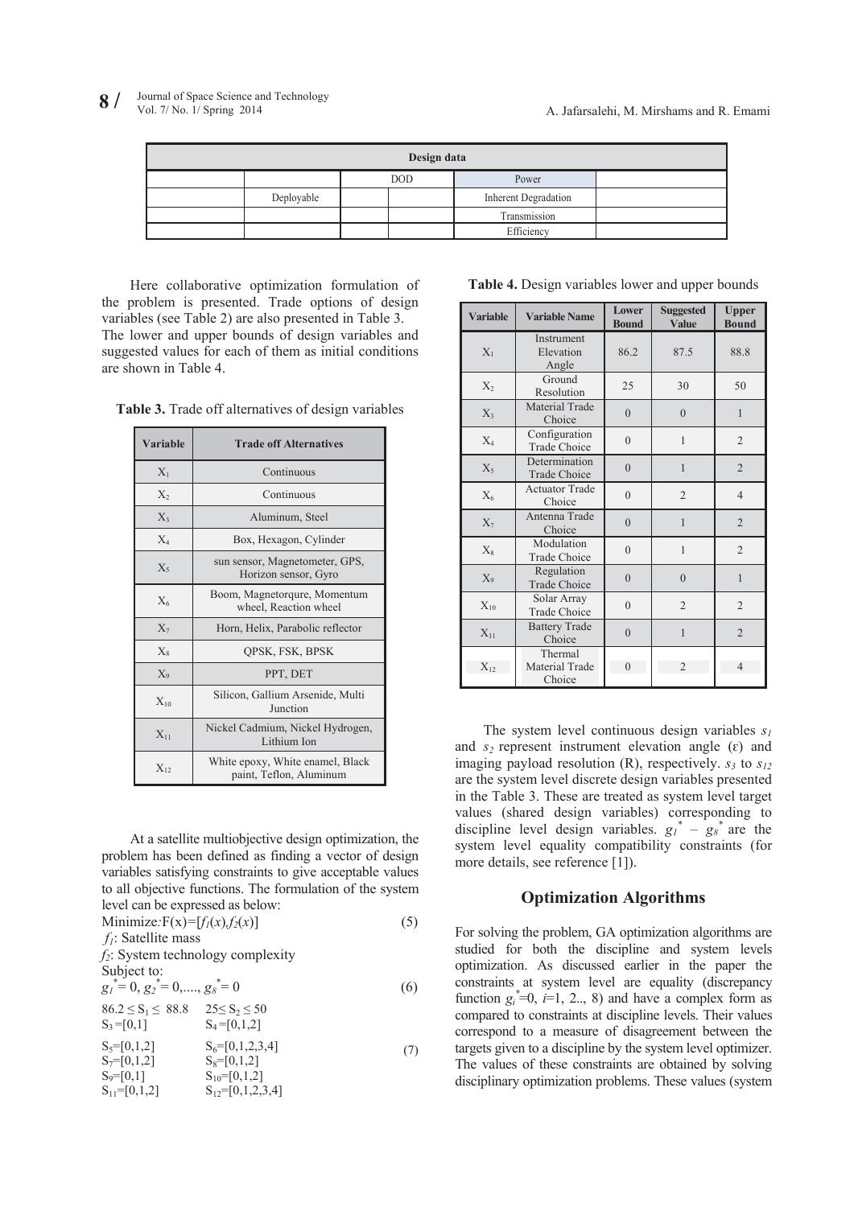| Design data | | | | | |
|---|---|---|---|---|---|
| | | | DOD | Power | |
| | Deployable | | | Inherent Degradation | |
| | | | | Transmission | |
| | | | | Efficiency | |

Here collaborative optimization formulation of the problem is presented. Trade options of design variables (see Table 2) are also presented in Table 3. The lower and upper bounds of design variables and suggested values for each of them as initial conditions are shown in Table 4.

**Table 3.** Trade off alternatives of design variables

| Variable | Trade off Alternatives |
|---|---|
| $X_1$ | Continuous |
| $X_2$ | Continuous |
| $X_3$ | Aluminum, Steel |
| $X_4$ | Box, Hexagon, Cylinder |
| $X_5$ | sun sensor, Magnetometer, GPS, Horizon sensor, Gyro |
| $X_6$ | Boom, Magnetorqure, Momentum wheel, Reaction wheel |
| $X_7$ | Horn, Helix, Parabolic reflector |
| $X_8$ | QPSK, FSK, BPSK |
| $X_9$ | PPT, DET |
| $X_{10}$ | Silicon, Gallium Arsenide, Multi Junction |
| $X_{11}$ | Nickel Cadmium, Nickel Hydrogen, Lithium Ion |
| $X_{12}$ | White epoxy, White enamel, Black paint, Teflon, Aluminum |

At a satellite multiobjective design optimization, the problem has been defined as finding a vector of design variables satisfying constraints to give acceptable values to all objective functions. The formulation of the system level can be expressed as below:

$$\text{Minimize: } F(x)=[f_1(x), f_2(x)] \tag{5}$$

$f_1$: Satellite mass

$f_2$: System technology complexity

Subject to:

$$g_1^*=0,\ g_2^*=0, \ldots, g_8^*=0 \tag{6}$$

$$\begin{array}{ll} 86.2 \le S_1 \le 88.8 & 25 \le S_2 \le 50 \\ S_3=[0,1] & S_4=[0,1,2] \\ S_5=[0,1,2] & S_6=[0,1,2,3,4] \\ S_7=[0,1,2] & S_8=[0,1,2] \\ S_9=[0,1] & S_{10}=[0,1,2] \\ S_{11}=[0,1,2] & S_{12}=[0,1,2,3,4] \end{array} \tag{7}$$

**Table 4.** Design variables lower and upper bounds

| Variable | Variable Name | Lower Bound | Suggested Value | Upper Bound |
|---|---|---|---|---|
| $X_1$ | Instrument Elevation Angle | 86.2 | 87.5 | 88.8 |
| $X_2$ | Ground Resolution | 25 | 30 | 50 |
| $X_3$ | Material Trade Choice | 0 | 0 | 1 |
| $X_4$ | Configuration Trade Choice | 0 | 1 | 2 |
| $X_5$ | Determination Trade Choice | 0 | 1 | 2 |
| $X_6$ | Actuator Trade Choice | 0 | 2 | 4 |
| $X_7$ | Antenna Trade Choice | 0 | 1 | 2 |
| $X_8$ | Modulation Trade Choice | 0 | 1 | 2 |
| $X_9$ | Regulation Trade Choice | 0 | 0 | 1 |
| $X_{10}$ | Solar Array Trade Choice | 0 | 2 | 2 |
| $X_{11}$ | Battery Trade Choice | 0 | 1 | 2 |
| $X_{12}$ | Thermal Material Trade Choice | 0 | 2 | 4 |

The system level continuous design variables $s_1$ and $s_2$ represent instrument elevation angle ($\varepsilon$) and imaging payload resolution (R), respectively. $s_3$ to $s_{12}$ are the system level discrete design variables presented in the Table 3. These are treated as system level target values (shared design variables) corresponding to discipline level design variables. $g_1^*$ – $g_8^*$ are the system level equality compatibility constraints (for more details, see reference [1]).

## Optimization Algorithms

For solving the problem, GA optimization algorithms are studied for both the discipline and system levels optimization. As discussed earlier in the paper the constraints at system level are equality (discrepancy function $g_i^*=0$, $i$=1, 2.., 8) and have a complex form as compared to constraints at discipline levels. Their values correspond to a measure of disagreement between the targets given to a discipline by the system level optimizer. The values of these constraints are obtained by solving disciplinary optimization problems. These values (system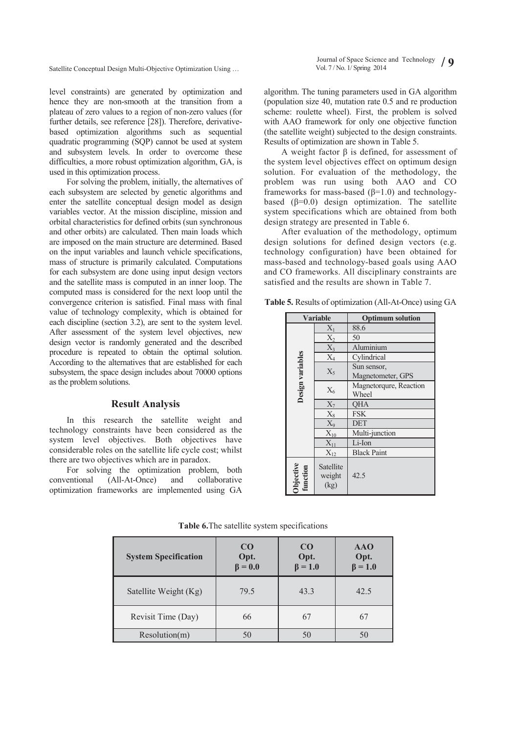level constraints) are generated by optimization and hence they are non-smooth at the transition from a plateau of zero values to a region of non-zero values (for further details, see reference [28]). Therefore, derivative-based optimization algorithms such as sequential quadratic programming (SQP) cannot be used at system and subsystem levels. In order to overcome these difficulties, a more robust optimization algorithm, GA, is used in this optimization process.

For solving the problem, initially, the alternatives of each subsystem are selected by genetic algorithms and enter the satellite conceptual design model as design variables vector. At the mission discipline, mission and orbital characteristics for defined orbits (sun synchronous and other orbits) are calculated. Then main loads which are imposed on the main structure are determined. Based on the input variables and launch vehicle specifications, mass of structure is primarily calculated. Computations for each subsystem are done using input design vectors and the satellite mass is computed in an inner loop. The computed mass is considered for the next loop until the convergence criterion is satisfied. Final mass with final value of technology complexity, which is obtained for each discipline (section 3.2), are sent to the system level. After assessment of the system level objectives, new design vector is randomly generated and the described procedure is repeated to obtain the optimal solution. According to the alternatives that are established for each subsystem, the space design includes about 70000 options as the problem solutions.

## Result Analysis

In this research the satellite weight and technology constraints have been considered as the system level objectives. Both objectives have considerable roles on the satellite life cycle cost; whilst there are two objectives which are in paradox.

For solving the optimization problem, both conventional (All-At-Once) and collaborative optimization frameworks are implemented using GA algorithm. The tuning parameters used in GA algorithm (population size 40, mutation rate 0.5 and re production scheme: roulette wheel). First, the problem is solved with AAO framework for only one objective function (the satellite weight) subjected to the design constraints. Results of optimization are shown in Table 5.

A weight factor β is defined, for assessment of the system level objectives effect on optimum design solution. For evaluation of the methodology, the problem was run using both AAO and CO frameworks for mass-based (β=1.0) and technology-based (β=0.0) design optimization. The satellite system specifications which are obtained from both design strategy are presented in Table 6.

After evaluation of the methodology, optimum design solutions for defined design vectors (e.g. technology configuration) have been obtained for mass-based and technology-based goals using AAO and CO frameworks. All disciplinary constraints are satisfied and the results are shown in Table 7.

**Table 5.** Results of optimization (All-At-Once) using GA

| Variable | | Optimum solution |
|---|---|---|
| Design variables | $X_1$ | 88.6 |
| | $X_2$ | 50 |
| | $X_3$ | Aluminium |
| | $X_4$ | Cylindrical |
| | $X_5$ | Sun sensor, Magnetometer, GPS |
| | $X_6$ | Magnetorqure, Reaction Wheel |
| | $X_7$ | QHA |
| | $X_8$ | FSK |
| | $X_9$ | DET |
| | $X_{10}$ | Multi-junction |
| | $X_{11}$ | Li-Ion |
| | $X_{12}$ | Black Paint |
| Objective function | Satellite weight (kg) | 42.5 |

**Table 6.** The satellite system specifications

| System Specification | CO Opt. β = 0.0 | CO Opt. β = 1.0 | AAO Opt. β = 1.0 |
|---|---|---|---|
| Satellite Weight (Kg) | 79.5 | 43.3 | 42.5 |
| Revisit Time (Day) | 66 | 67 | 67 |
| Resolution(m) | 50 | 50 | 50 |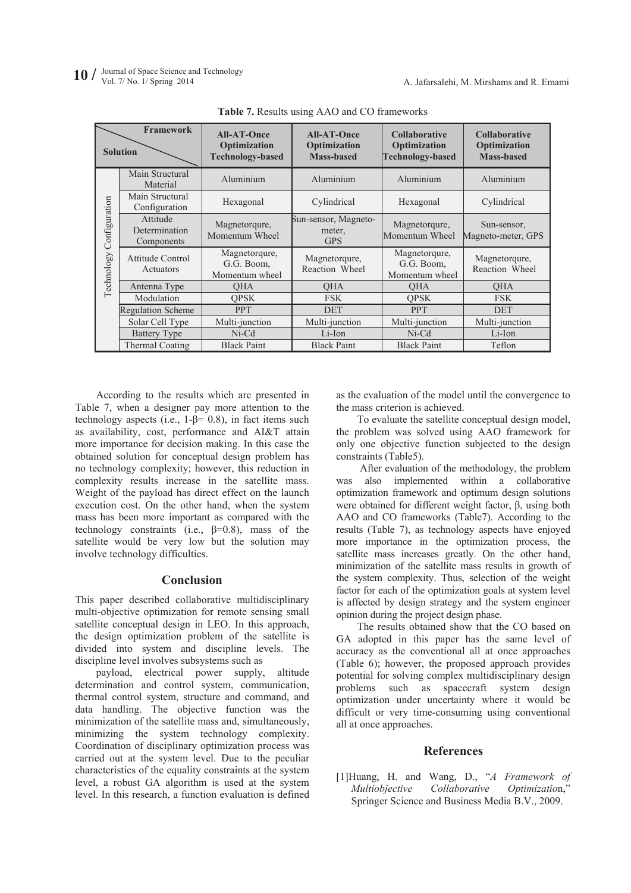**Table 7.** Results using AAO and CO frameworks

| Solution \ Framework | | All-AT-Once Optimization Technology-based | All-AT-Once Optimization Mass-based | Collaborative Optimization Technology-based | Collaborative Optimization Mass-based |
|---|---|---|---|---|---|
| Technology Configuration | Main Structural Material | Aluminium | Aluminium | Aluminium | Aluminium |
| | Main Structural Configuration | Hexagonal | Cylindrical | Hexagonal | Cylindrical |
| | Attitude Determination Components | Magnetorqure, Momentum Wheel | Sun-sensor, Magneto-meter, GPS | Magnetorqure, Momentum Wheel | Sun-sensor, Magneto-meter, GPS |
| | Attitude Control Actuators | Magnetorqure, G.G. Boom, Momentum wheel | Magnetorqure, Reaction Wheel | Magnetorqure, G.G. Boom, Momentum wheel | Magnetorqure, Reaction Wheel |
| | Antenna Type | QHA | QHA | QHA | QHA |
| | Modulation | QPSK | FSK | QPSK | FSK |
| | Regulation Scheme | PPT | DET | PPT | DET |
| | Solar Cell Type | Multi-junction | Multi-junction | Multi-junction | Multi-junction |
| | Battery Type | Ni-Cd | Li-Ion | Ni-Cd | Li-Ion |
| | Thermal Coating | Black Paint | Black Paint | Black Paint | Teflon |

According to the results which are presented in Table 7, when a designer pay more attention to the technology aspects (i.e., $1\text{-}\beta = 0.8$), in fact items such as availability, cost, performance and AI&T attain more importance for decision making. In this case the obtained solution for conceptual design problem has no technology complexity; however, this reduction in complexity results increase in the satellite mass. Weight of the payload has direct effect on the launch execution cost. On the other hand, when the system mass has been more important as compared with the technology constraints (i.e., $\beta=0.8$), mass of the satellite would be very low but the solution may involve technology difficulties.

## Conclusion

This paper described collaborative multidisciplinary multi-objective optimization for remote sensing small satellite conceptual design in LEO. In this approach, the design optimization problem of the satellite is divided into system and discipline levels. The discipline level involves subsystems such as

payload, electrical power supply, altitude determination and control system, communication, thermal control system, structure and command, and data handling. The objective function was the minimization of the satellite mass and, simultaneously, minimizing the system technology complexity. Coordination of disciplinary optimization process was carried out at the system level. Due to the peculiar characteristics of the equality constraints at the system level, a robust GA algorithm is used at the system level. In this research, a function evaluation is defined as the evaluation of the model until the convergence to the mass criterion is achieved.

To evaluate the satellite conceptual design model, the problem was solved using AAO framework for only one objective function subjected to the design constraints (Table5).

After evaluation of the methodology, the problem was also implemented within a collaborative optimization framework and optimum design solutions were obtained for different weight factor, β, using both AAO and CO frameworks (Table7). According to the results (Table 7), as technology aspects have enjoyed more importance in the optimization process, the satellite mass increases greatly. On the other hand, minimization of the satellite mass results in growth of the system complexity. Thus, selection of the weight factor for each of the optimization goals at system level is affected by design strategy and the system engineer opinion during the project design phase.

The results obtained show that the CO based on GA adopted in this paper has the same level of accuracy as the conventional all at once approaches (Table 6); however, the proposed approach provides potential for solving complex multidisciplinary design problems such as spacecraft system design optimization under uncertainty where it would be difficult or very time-consuming using conventional all at once approaches.

## References

[1]Huang, H. and Wang, D., "*A Framework of Multiobjective Collaborative Optimization*," Springer Science and Business Media B.V., 2009.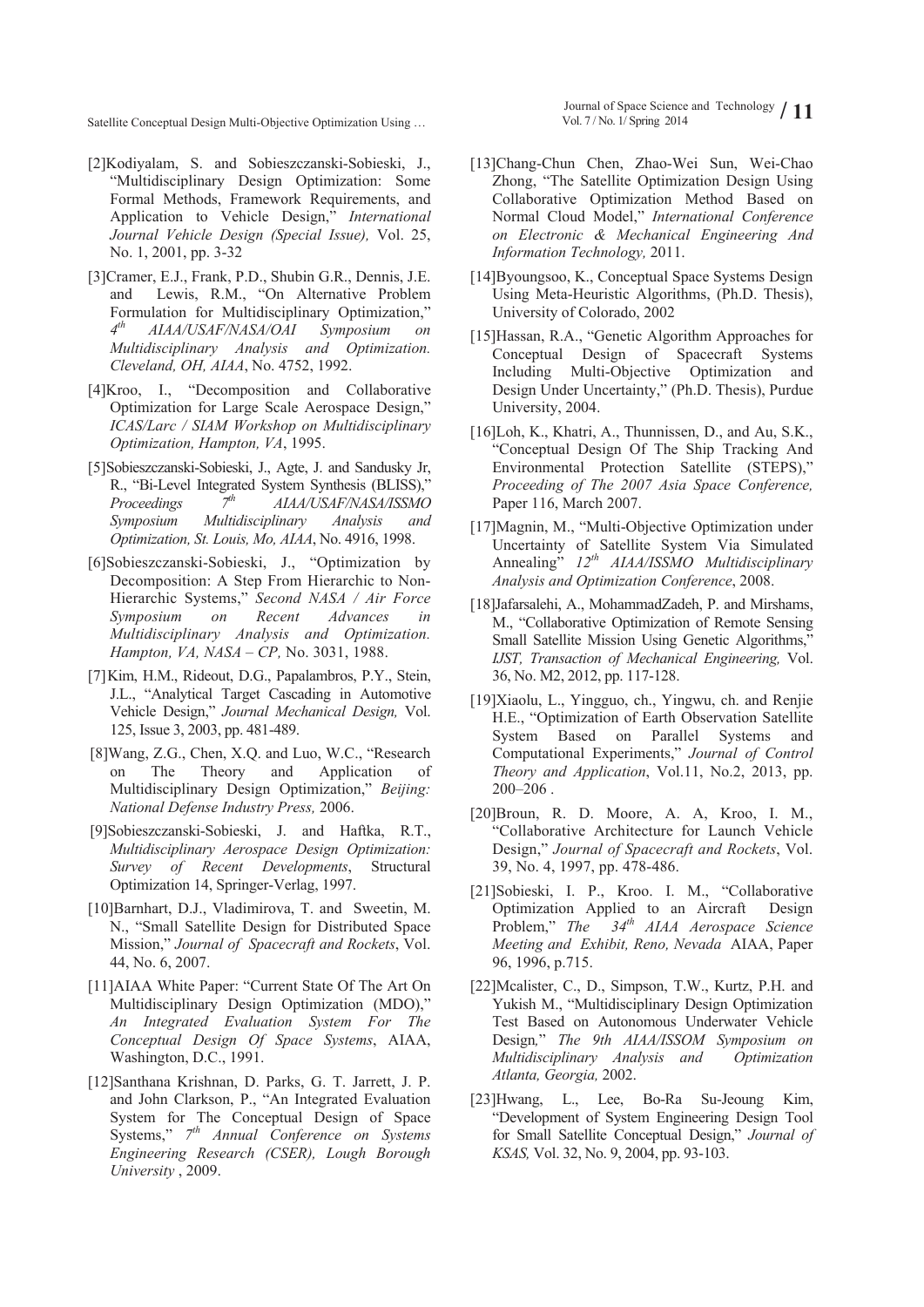[2]Kodiyalam, S. and Sobieszczanski-Sobieski, J., "Multidisciplinary Design Optimization: Some Formal Methods, Framework Requirements, and Application to Vehicle Design," *International Journal Vehicle Design (Special Issue),* Vol. 25, No. 1, 2001, pp. 3-32

[3]Cramer, E.J., Frank, P.D., Shubin G.R., Dennis, J.E. and Lewis, R.M., "On Alternative Problem Formulation for Multidisciplinary Optimization," *4th AIAA/USAF/NASA/OAI Symposium on Multidisciplinary Analysis and Optimization. Cleveland, OH, AIAA*, No. 4752, 1992.

[4]Kroo, I., "Decomposition and Collaborative Optimization for Large Scale Aerospace Design," *ICAS/Larc / SIAM Workshop on Multidisciplinary Optimization, Hampton, VA*, 1995.

[5]Sobieszczanski-Sobieski, J., Agte, J. and Sandusky Jr, R., "Bi-Level Integrated System Synthesis (BLISS)," *Proceedings 7th AIAA/USAF/NASA/ISSMO Symposium Multidisciplinary Analysis and Optimization, St. Louis, Mo, AIAA*, No. 4916, 1998.

[6]Sobieszczanski-Sobieski, J., "Optimization by Decomposition: A Step From Hierarchic to Non-Hierarchic Systems," *Second NASA / Air Force Symposium on Recent Advances in Multidisciplinary Analysis and Optimization. Hampton, VA, NASA – CP,* No. 3031, 1988.

[7]Kim, H.M., Rideout, D.G., Papalambros, P.Y., Stein, J.L., "Analytical Target Cascading in Automotive Vehicle Design," *Journal Mechanical Design,* Vol. 125, Issue 3, 2003, pp. 481-489.

[8]Wang, Z.G., Chen, X.Q. and Luo, W.C., "Research on The Theory and Application of Multidisciplinary Design Optimization," *Beijing: National Defense Industry Press,* 2006.

[9]Sobieszczanski-Sobieski, J. and Haftka, R.T., *Multidisciplinary Aerospace Design Optimization: Survey of Recent Developments*, Structural Optimization 14, Springer-Verlag, 1997.

[10]Barnhart, D.J., Vladimirova, T. and Sweetin, M. N., "Small Satellite Design for Distributed Space Mission," *Journal of Spacecraft and Rockets*, Vol. 44, No. 6, 2007.

[11]AIAA White Paper: "Current State Of The Art On Multidisciplinary Design Optimization (MDO)," *An Integrated Evaluation System For The Conceptual Design Of Space Systems*, AIAA, Washington, D.C., 1991.

[12]Santhana Krishnan, D. Parks, G. T. Jarrett, J. P. and John Clarkson, P., "An Integrated Evaluation System for The Conceptual Design of Space Systems," *7th Annual Conference on Systems Engineering Research (CSER), Lough Borough University* , 2009.

[13]Chang-Chun Chen, Zhao-Wei Sun, Wei-Chao Zhong, "The Satellite Optimization Design Using Collaborative Optimization Method Based on Normal Cloud Model," *International Conference on Electronic & Mechanical Engineering And Information Technology,* 2011.

[14]Byoungsoo, K., Conceptual Space Systems Design Using Meta-Heuristic Algorithms, (Ph.D. Thesis), University of Colorado, 2002

[15]Hassan, R.A., "Genetic Algorithm Approaches for Conceptual Design of Spacecraft Systems Including Multi-Objective Optimization and Design Under Uncertainty," (Ph.D. Thesis), Purdue University, 2004.

[16]Loh, K., Khatri, A., Thunnissen, D., and Au, S.K., "Conceptual Design Of The Ship Tracking And Environmental Protection Satellite (STEPS)," *Proceeding of The 2007 Asia Space Conference,* Paper 116, March 2007.

[17]Magnin, M., "Multi-Objective Optimization under Uncertainty of Satellite System Via Simulated Annealing" *12th AIAA/ISSMO Multidisciplinary Analysis and Optimization Conference*, 2008.

[18]Jafarsalehi, A., MohammadZadeh, P. and Mirshams, M., "Collaborative Optimization of Remote Sensing Small Satellite Mission Using Genetic Algorithms," *IJST, Transaction of Mechanical Engineering,* Vol. 36, No. M2, 2012, pp. 117-128.

[19]Xiaolu, L., Yingguo, ch., Yingwu, ch. and Renjie H.E., "Optimization of Earth Observation Satellite System Based on Parallel Systems and Computational Experiments," *Journal of Control Theory and Application*, Vol.11, No.2, 2013, pp. 200–206 .

[20]Broun, R. D. Moore, A. A, Kroo, I. M., "Collaborative Architecture for Launch Vehicle Design," *Journal of Spacecraft and Rockets*, Vol. 39, No. 4, 1997, pp. 478-486.

[21]Sobieski, I. P., Kroo. I. M., "Collaborative Optimization Applied to an Aircraft Design Problem," *The 34th AIAA Aerospace Science Meeting and Exhibit, Reno, Nevada* AIAA, Paper 96, 1996, p.715.

[22]Mcalister, C., D., Simpson, T.W., Kurtz, P.H. and Yukish M., "Multidisciplinary Design Optimization Test Based on Autonomous Underwater Vehicle Design," *The 9th AIAA/ISSOM Symposium on Multidisciplinary Analysis and Optimization Atlanta, Georgia,* 2002.

[23]Hwang, L., Lee, Bo-Ra Su-Jeoung Kim, "Development of System Engineering Design Tool for Small Satellite Conceptual Design," *Journal of KSAS,* Vol. 32, No. 9, 2004, pp. 93-103.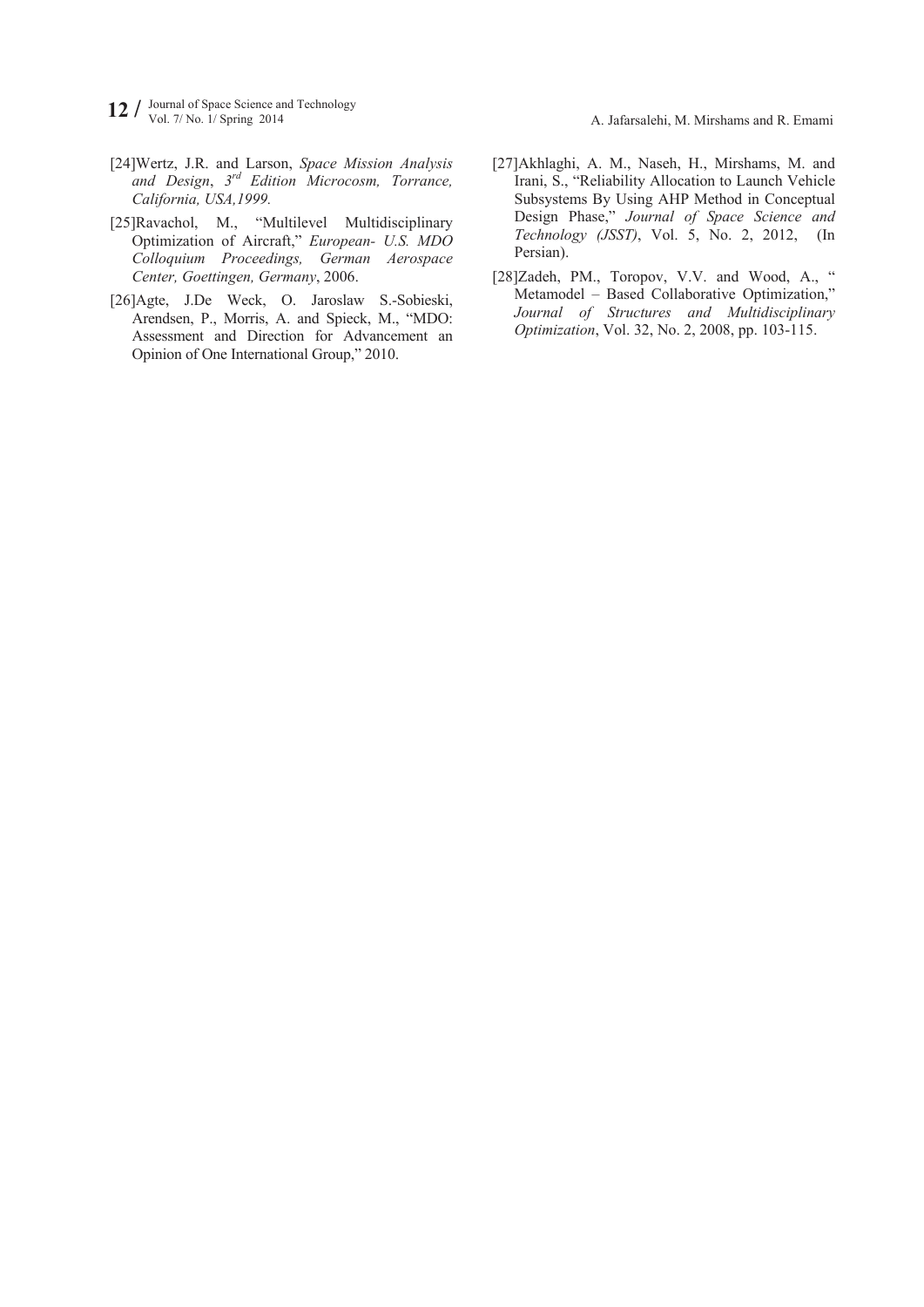[24]Wertz, J.R. and Larson, *Space Mission Analysis and Design*, *3rd Edition Microcosm, Torrance, California, USA,1999.*

[25]Ravachol, M., "Multilevel Multidisciplinary Optimization of Aircraft," *European- U.S. MDO Colloquium Proceedings, German Aerospace Center, Goettingen, Germany*, 2006.

[26]Agte, J.De Weck, O. Jaroslaw S.-Sobieski, Arendsen, P., Morris, A. and Spieck, M., "MDO: Assessment and Direction for Advancement an Opinion of One International Group," 2010.

[27]Akhlaghi, A. M., Naseh, H., Mirshams, M. and Irani, S., "Reliability Allocation to Launch Vehicle Subsystems By Using AHP Method in Conceptual Design Phase," *Journal of Space Science and Technology (JSST)*, Vol. 5, No. 2, 2012, (In Persian).

[28]Zadeh, PM., Toropov, V.V. and Wood, A., " Metamodel – Based Collaborative Optimization," *Journal of Structures and Multidisciplinary Optimization*, Vol. 32, No. 2, 2008, pp. 103-115.